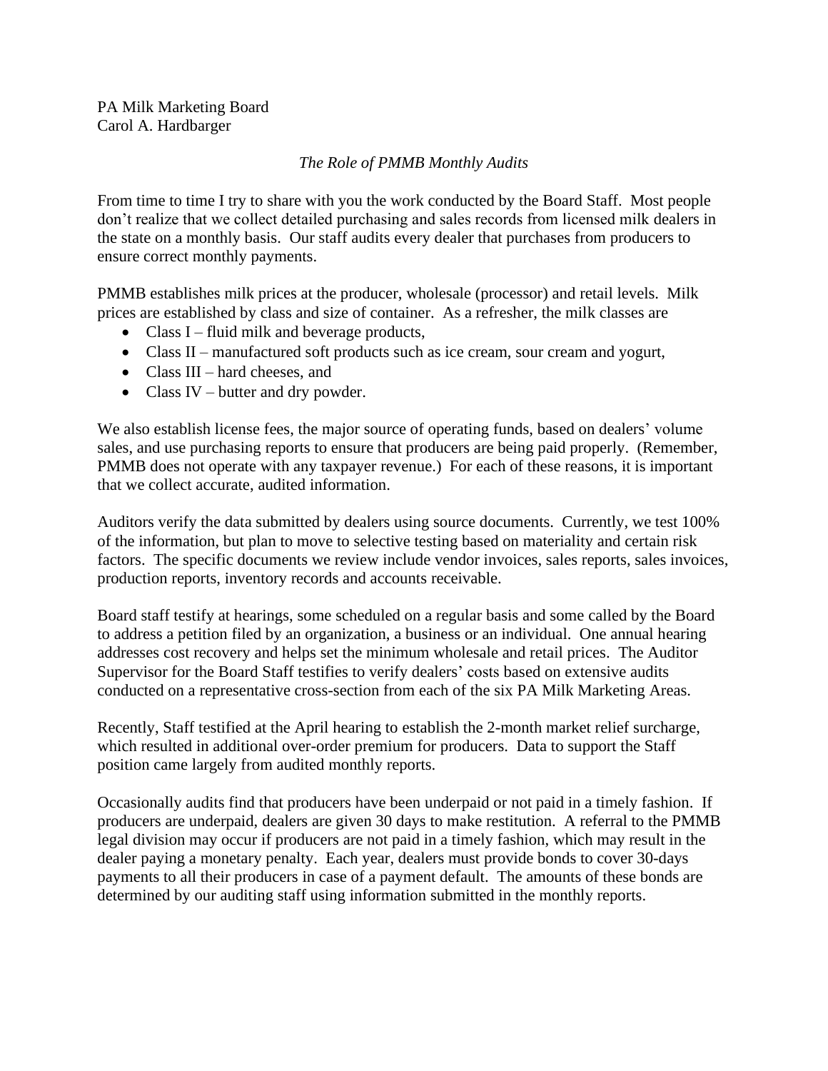PA Milk Marketing Board
Carol A. Hardbarger

*The Role of PMMB Monthly Audits*

From time to time I try to share with you the work conducted by the Board Staff. Most people don't realize that we collect detailed purchasing and sales records from licensed milk dealers in the state on a monthly basis. Our staff audits every dealer that purchases from producers to ensure correct monthly payments.

PMMB establishes milk prices at the producer, wholesale (processor) and retail levels. Milk prices are established by class and size of container. As a refresher, the milk classes are

- Class I – fluid milk and beverage products,
- Class II – manufactured soft products such as ice cream, sour cream and yogurt,
- Class III – hard cheeses, and
- Class IV – butter and dry powder.

We also establish license fees, the major source of operating funds, based on dealers' volume sales, and use purchasing reports to ensure that producers are being paid properly. (Remember, PMMB does not operate with any taxpayer revenue.) For each of these reasons, it is important that we collect accurate, audited information.

Auditors verify the data submitted by dealers using source documents. Currently, we test 100% of the information, but plan to move to selective testing based on materiality and certain risk factors. The specific documents we review include vendor invoices, sales reports, sales invoices, production reports, inventory records and accounts receivable.

Board staff testify at hearings, some scheduled on a regular basis and some called by the Board to address a petition filed by an organization, a business or an individual. One annual hearing addresses cost recovery and helps set the minimum wholesale and retail prices. The Auditor Supervisor for the Board Staff testifies to verify dealers' costs based on extensive audits conducted on a representative cross-section from each of the six PA Milk Marketing Areas.

Recently, Staff testified at the April hearing to establish the 2-month market relief surcharge, which resulted in additional over-order premium for producers. Data to support the Staff position came largely from audited monthly reports.

Occasionally audits find that producers have been underpaid or not paid in a timely fashion. If producers are underpaid, dealers are given 30 days to make restitution. A referral to the PMMB legal division may occur if producers are not paid in a timely fashion, which may result in the dealer paying a monetary penalty. Each year, dealers must provide bonds to cover 30-days payments to all their producers in case of a payment default. The amounts of these bonds are determined by our auditing staff using information submitted in the monthly reports.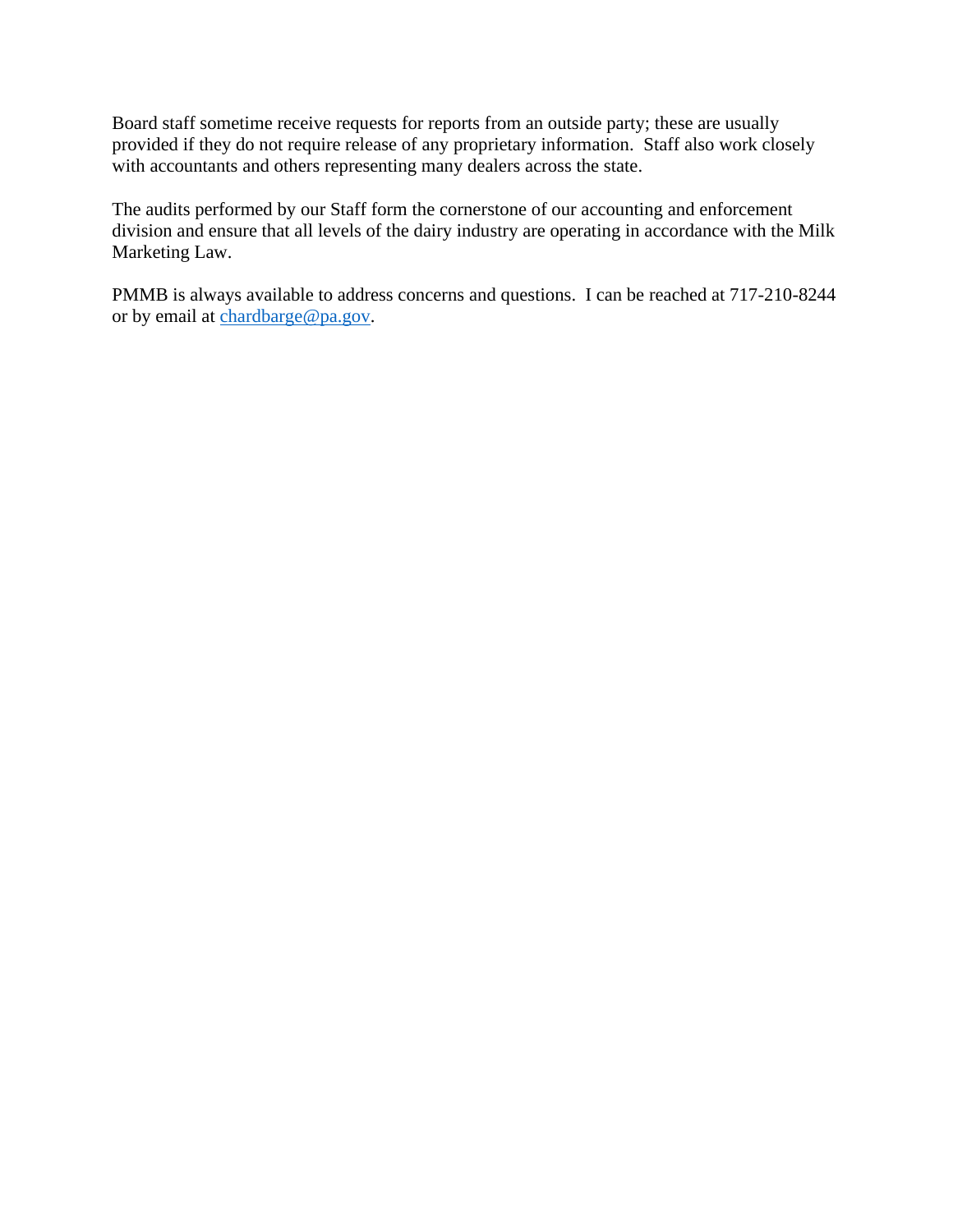Board staff sometime receive requests for reports from an outside party; these are usually provided if they do not require release of any proprietary information.  Staff also work closely with accountants and others representing many dealers across the state.

The audits performed by our Staff form the cornerstone of our accounting and enforcement division and ensure that all levels of the dairy industry are operating in accordance with the Milk Marketing Law.

PMMB is always available to address concerns and questions.  I can be reached at 717-210-8244 or by email at chardbarge@pa.gov.